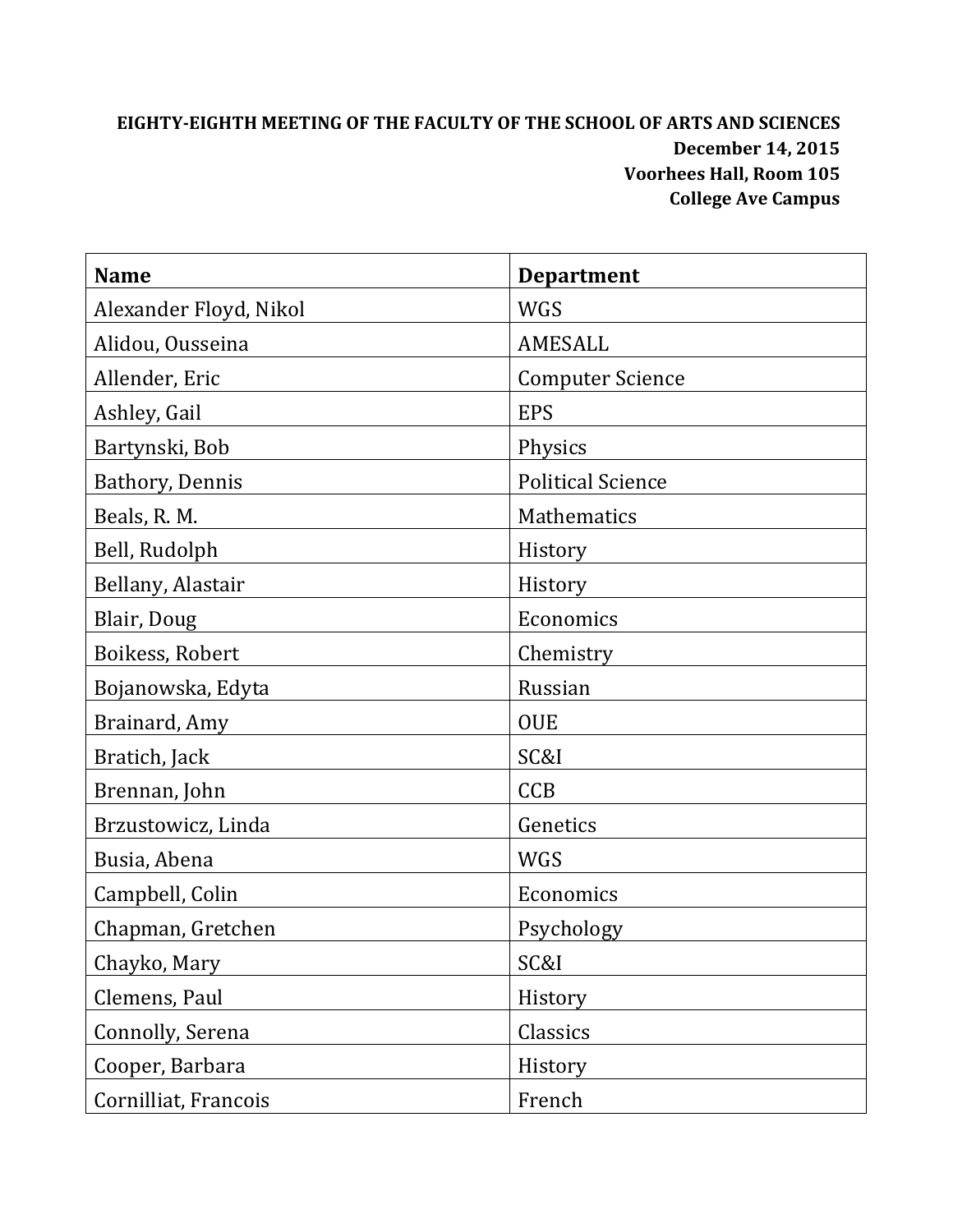**EIGHTY-EIGHTH MEETING OF THE FACULTY OF THE SCHOOL OF ARTS AND SCIENCES**
**December 14, 2015**
**Voorhees Hall, Room 105**
**College Ave Campus**

| Name | Department |
|---|---|
| Alexander Floyd, Nikol | WGS |
| Alidou, Ousseina | AMESALL |
| Allender, Eric | Computer Science |
| Ashley, Gail | EPS |
| Bartynski, Bob | Physics |
| Bathory, Dennis | Political Science |
| Beals, R. M. | Mathematics |
| Bell, Rudolph | History |
| Bellany, Alastair | History |
| Blair, Doug | Economics |
| Boikess, Robert | Chemistry |
| Bojanowska, Edyta | Russian |
| Brainard, Amy | OUE |
| Bratich, Jack | SC&I |
| Brennan, John | CCB |
| Brzustowicz, Linda | Genetics |
| Busia, Abena | WGS |
| Campbell, Colin | Economics |
| Chapman, Gretchen | Psychology |
| Chayko, Mary | SC&I |
| Clemens, Paul | History |
| Connolly, Serena | Classics |
| Cooper, Barbara | History |
| Cornilliat, Francois | French |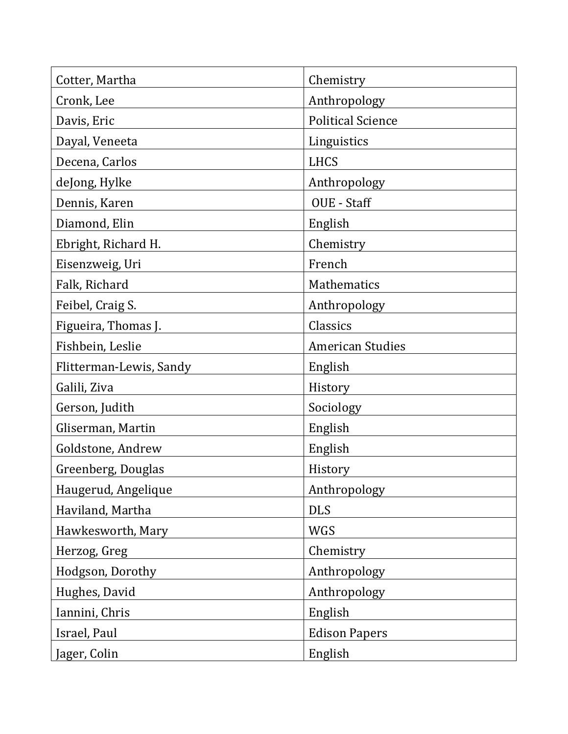| Cotter, Martha | Chemistry |
|---|---|
| Cronk, Lee | Anthropology |
| Davis, Eric | Political Science |
| Dayal, Veneeta | Linguistics |
| Decena, Carlos | LHCS |
| deJong, Hylke | Anthropology |
| Dennis, Karen | OUE - Staff |
| Diamond, Elin | English |
| Ebright, Richard H. | Chemistry |
| Eisenzweig, Uri | French |
| Falk, Richard | Mathematics |
| Feibel, Craig S. | Anthropology |
| Figueira, Thomas J. | Classics |
| Fishbein, Leslie | American Studies |
| Flitterman-Lewis, Sandy | English |
| Galili, Ziva | History |
| Gerson, Judith | Sociology |
| Gliserman, Martin | English |
| Goldstone, Andrew | English |
| Greenberg, Douglas | History |
| Haugerud, Angelique | Anthropology |
| Haviland, Martha | DLS |
| Hawkesworth, Mary | WGS |
| Herzog, Greg | Chemistry |
| Hodgson, Dorothy | Anthropology |
| Hughes, David | Anthropology |
| Iannini, Chris | English |
| Israel, Paul | Edison Papers |
| Jager, Colin | English |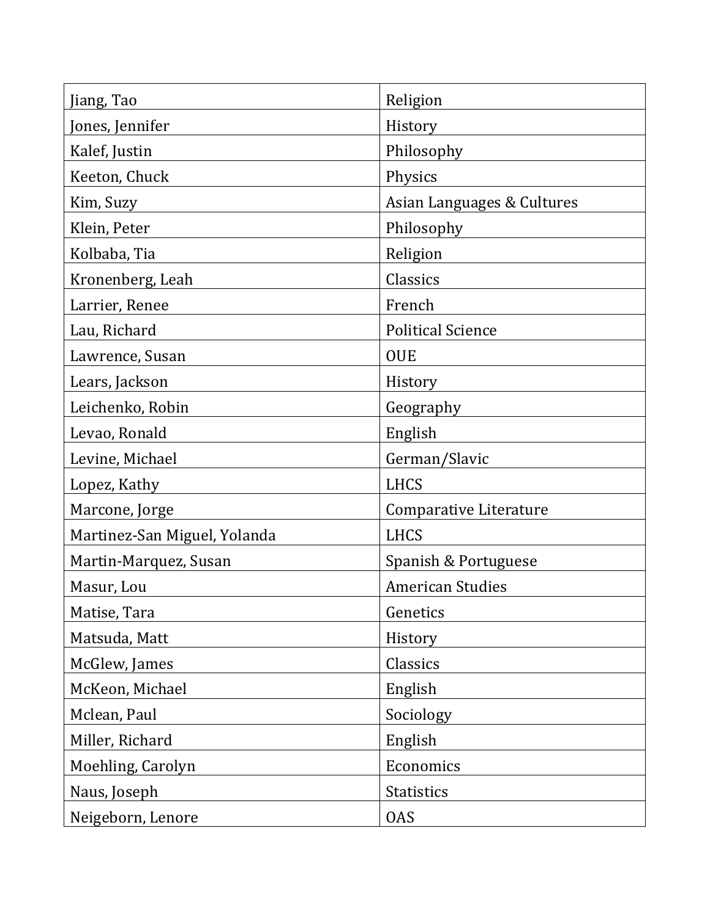| | |
|---|---|
| Jiang, Tao | Religion |
| Jones, Jennifer | History |
| Kalef, Justin | Philosophy |
| Keeton, Chuck | Physics |
| Kim, Suzy | Asian Languages & Cultures |
| Klein, Peter | Philosophy |
| Kolbaba, Tia | Religion |
| Kronenberg, Leah | Classics |
| Larrier, Renee | French |
| Lau, Richard | Political Science |
| Lawrence, Susan | OUE |
| Lears, Jackson | History |
| Leichenko, Robin | Geography |
| Levao, Ronald | English |
| Levine, Michael | German/Slavic |
| Lopez, Kathy | LHCS |
| Marcone, Jorge | Comparative Literature |
| Martinez-San Miguel, Yolanda | LHCS |
| Martin-Marquez, Susan | Spanish & Portuguese |
| Masur, Lou | American Studies |
| Matise, Tara | Genetics |
| Matsuda, Matt | History |
| McGlew, James | Classics |
| McKeon, Michael | English |
| Mclean, Paul | Sociology |
| Miller, Richard | English |
| Moehling, Carolyn | Economics |
| Naus, Joseph | Statistics |
| Neigeborn, Lenore | OAS |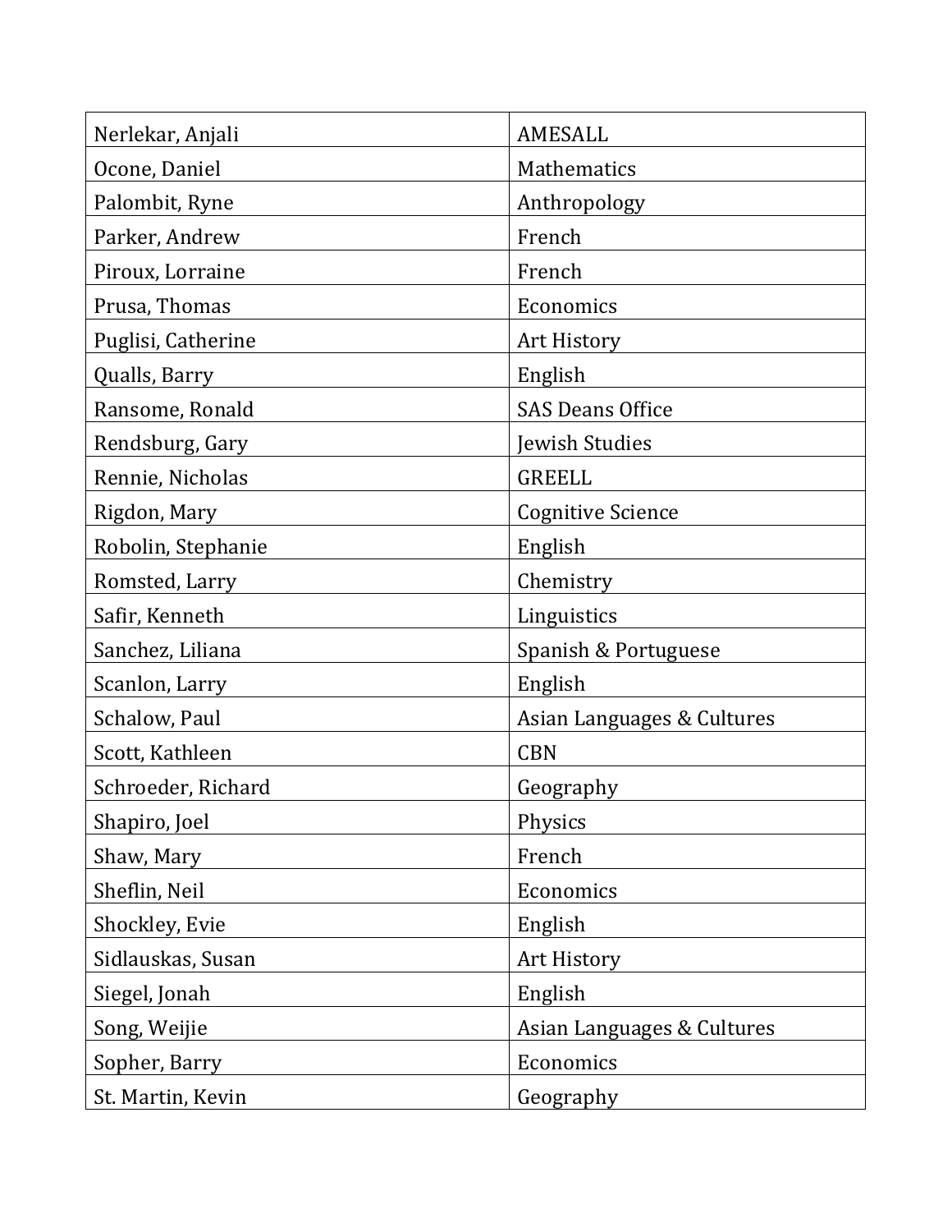| Nerlekar, Anjali | AMESALL |
| --- | --- |
| Ocone, Daniel | Mathematics |
| Palombit, Ryne | Anthropology |
| Parker, Andrew | French |
| Piroux, Lorraine | French |
| Prusa, Thomas | Economics |
| Puglisi, Catherine | Art History |
| Qualls, Barry | English |
| Ransome, Ronald | SAS Deans Office |
| Rendsburg, Gary | Jewish Studies |
| Rennie, Nicholas | GREELL |
| Rigdon, Mary | Cognitive Science |
| Robolin, Stephanie | English |
| Romsted, Larry | Chemistry |
| Safir, Kenneth | Linguistics |
| Sanchez, Liliana | Spanish & Portuguese |
| Scanlon, Larry | English |
| Schalow, Paul | Asian Languages & Cultures |
| Scott, Kathleen | CBN |
| Schroeder, Richard | Geography |
| Shapiro, Joel | Physics |
| Shaw, Mary | French |
| Sheflin, Neil | Economics |
| Shockley, Evie | English |
| Sidlauskas, Susan | Art History |
| Siegel, Jonah | English |
| Song, Weijie | Asian Languages & Cultures |
| Sopher, Barry | Economics |
| St. Martin, Kevin | Geography |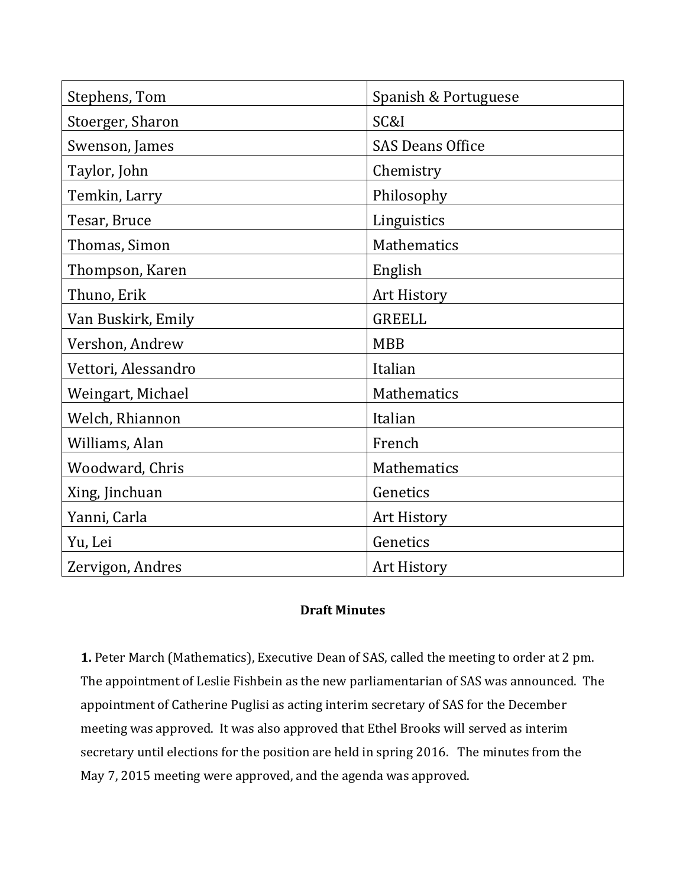| | |
|---|---|
| Stephens, Tom | Spanish & Portuguese |
| Stoerger, Sharon | SC&I |
| Swenson, James | SAS Deans Office |
| Taylor, John | Chemistry |
| Temkin, Larry | Philosophy |
| Tesar, Bruce | Linguistics |
| Thomas, Simon | Mathematics |
| Thompson, Karen | English |
| Thuno, Erik | Art History |
| Van Buskirk, Emily | GREELL |
| Vershon, Andrew | MBB |
| Vettori, Alessandro | Italian |
| Weingart, Michael | Mathematics |
| Welch, Rhiannon | Italian |
| Williams, Alan | French |
| Woodward, Chris | Mathematics |
| Xing, Jinchuan | Genetics |
| Yanni, Carla | Art History |
| Yu, Lei | Genetics |
| Zervigon, Andres | Art History |

**Draft Minutes**

**1.** Peter March (Mathematics), Executive Dean of SAS, called the meeting to order at 2 pm. The appointment of Leslie Fishbein as the new parliamentarian of SAS was announced. The appointment of Catherine Puglisi as acting interim secretary of SAS for the December meeting was approved. It was also approved that Ethel Brooks will served as interim secretary until elections for the position are held in spring 2016. The minutes from the May 7, 2015 meeting were approved, and the agenda was approved.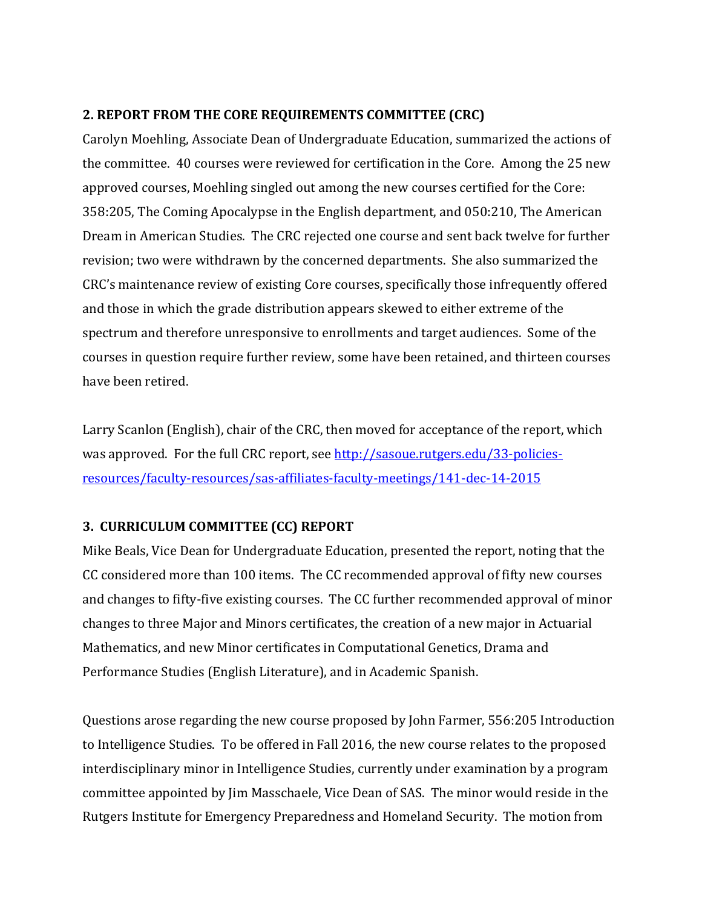### 2. REPORT FROM THE CORE REQUIREMENTS COMMITTEE (CRC)

Carolyn Moehling, Associate Dean of Undergraduate Education, summarized the actions of the committee. 40 courses were reviewed for certification in the Core. Among the 25 new approved courses, Moehling singled out among the new courses certified for the Core: 358:205, The Coming Apocalypse in the English department, and 050:210, The American Dream in American Studies. The CRC rejected one course and sent back twelve for further revision; two were withdrawn by the concerned departments. She also summarized the CRC's maintenance review of existing Core courses, specifically those infrequently offered and those in which the grade distribution appears skewed to either extreme of the spectrum and therefore unresponsive to enrollments and target audiences. Some of the courses in question require further review, some have been retained, and thirteen courses have been retired.

Larry Scanlon (English), chair of the CRC, then moved for acceptance of the report, which was approved. For the full CRC report, see [http://sasoue.rutgers.edu/33-policies-resources/faculty-resources/sas-affiliates-faculty-meetings/141-dec-14-2015](http://sasoue.rutgers.edu/33-policies-resources/faculty-resources/sas-affiliates-faculty-meetings/141-dec-14-2015)

### 3. CURRICULUM COMMITTEE (CC) REPORT

Mike Beals, Vice Dean for Undergraduate Education, presented the report, noting that the CC considered more than 100 items. The CC recommended approval of fifty new courses and changes to fifty-five existing courses. The CC further recommended approval of minor changes to three Major and Minors certificates, the creation of a new major in Actuarial Mathematics, and new Minor certificates in Computational Genetics, Drama and Performance Studies (English Literature), and in Academic Spanish.

Questions arose regarding the new course proposed by John Farmer, 556:205 Introduction to Intelligence Studies. To be offered in Fall 2016, the new course relates to the proposed interdisciplinary minor in Intelligence Studies, currently under examination by a program committee appointed by Jim Masschaele, Vice Dean of SAS. The minor would reside in the Rutgers Institute for Emergency Preparedness and Homeland Security. The motion from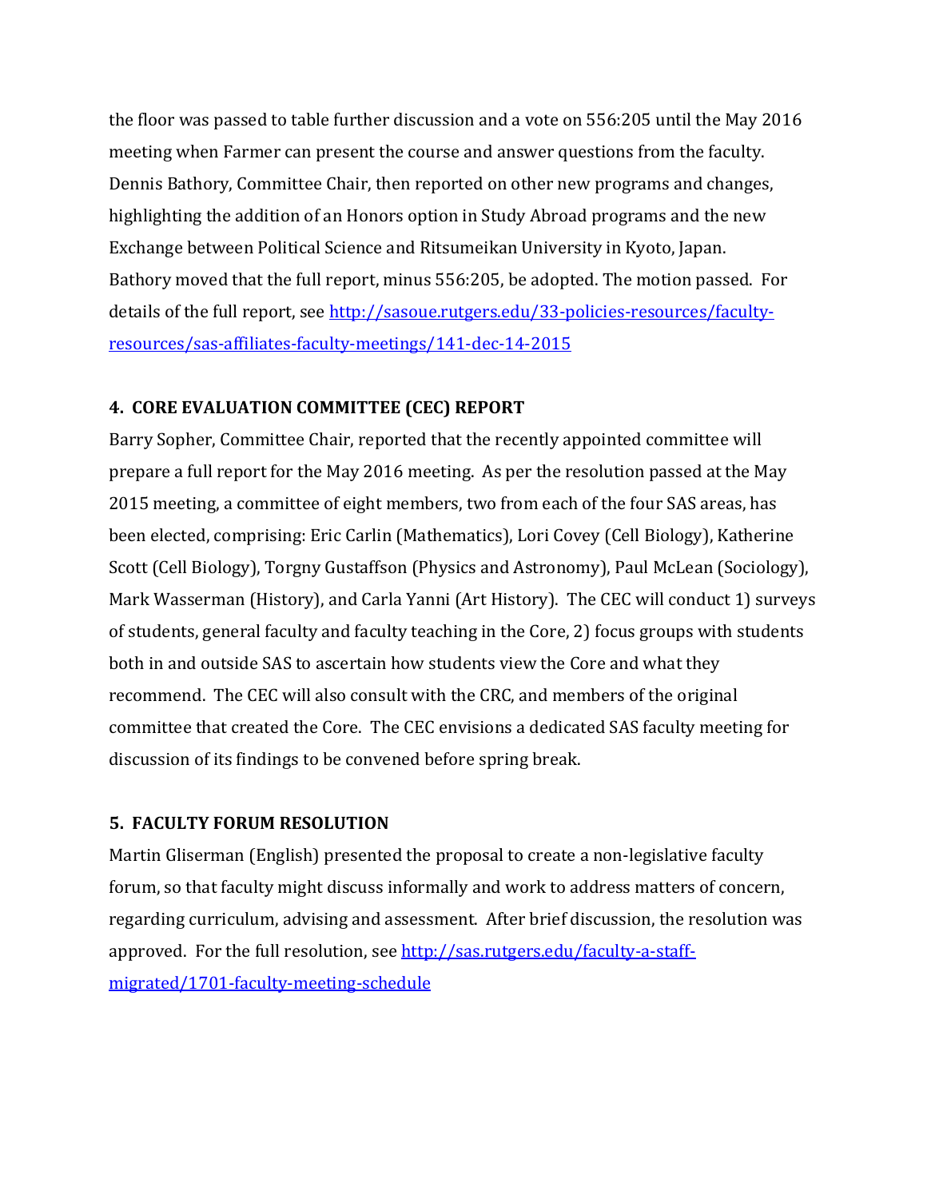the floor was passed to table further discussion and a vote on 556:205 until the May 2016 meeting when Farmer can present the course and answer questions from the faculty. Dennis Bathory, Committee Chair, then reported on other new programs and changes, highlighting the addition of an Honors option in Study Abroad programs and the new Exchange between Political Science and Ritsumeikan University in Kyoto, Japan. Bathory moved that the full report, minus 556:205, be adopted. The motion passed. For details of the full report, see [http://sasoue.rutgers.edu/33-policies-resources/faculty-resources/sas-affiliates-faculty-meetings/141-dec-14-2015](http://sasoue.rutgers.edu/33-policies-resources/faculty-resources/sas-affiliates-faculty-meetings/141-dec-14-2015)

**4. CORE EVALUATION COMMITTEE (CEC) REPORT**

Barry Sopher, Committee Chair, reported that the recently appointed committee will prepare a full report for the May 2016 meeting. As per the resolution passed at the May 2015 meeting, a committee of eight members, two from each of the four SAS areas, has been elected, comprising: Eric Carlin (Mathematics), Lori Covey (Cell Biology), Katherine Scott (Cell Biology), Torgny Gustaffson (Physics and Astronomy), Paul McLean (Sociology), Mark Wasserman (History), and Carla Yanni (Art History). The CEC will conduct 1) surveys of students, general faculty and faculty teaching in the Core, 2) focus groups with students both in and outside SAS to ascertain how students view the Core and what they recommend. The CEC will also consult with the CRC, and members of the original committee that created the Core. The CEC envisions a dedicated SAS faculty meeting for discussion of its findings to be convened before spring break.

**5. FACULTY FORUM RESOLUTION**

Martin Gliserman (English) presented the proposal to create a non-legislative faculty forum, so that faculty might discuss informally and work to address matters of concern, regarding curriculum, advising and assessment. After brief discussion, the resolution was approved. For the full resolution, see [http://sas.rutgers.edu/faculty-a-staff-migrated/1701-faculty-meeting-schedule](http://sas.rutgers.edu/faculty-a-staff-migrated/1701-faculty-meeting-schedule)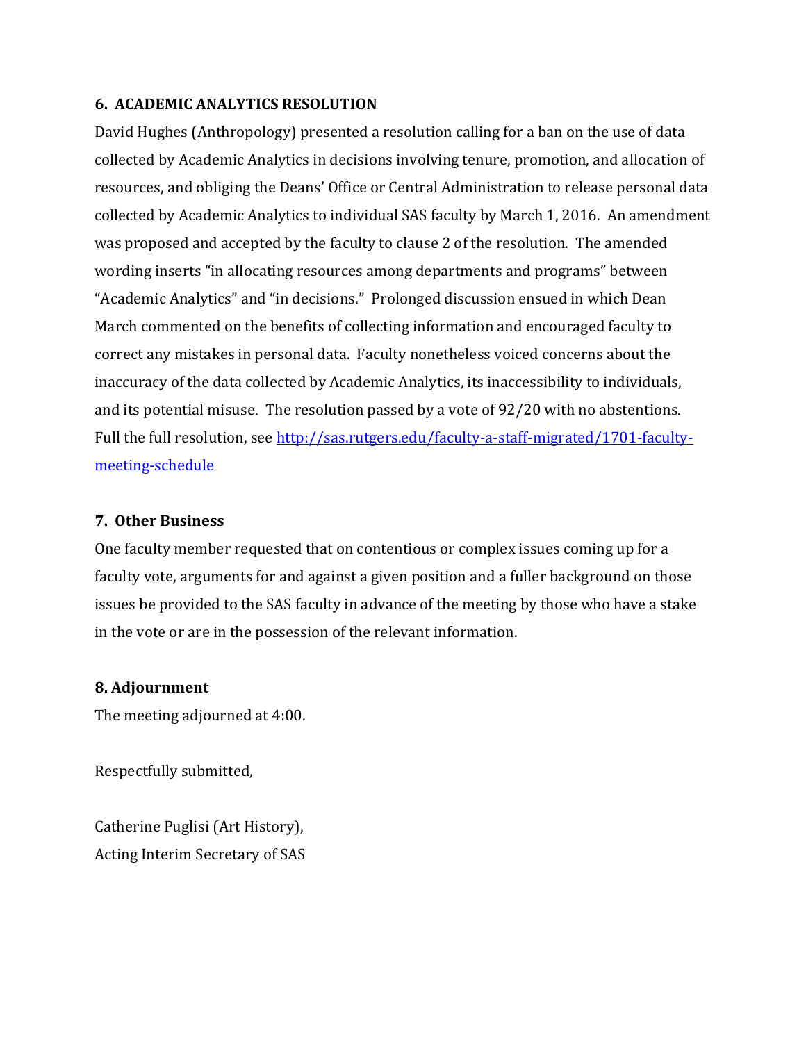### 6. ACADEMIC ANALYTICS RESOLUTION

David Hughes (Anthropology) presented a resolution calling for a ban on the use of data collected by Academic Analytics in decisions involving tenure, promotion, and allocation of resources, and obliging the Deans' Office or Central Administration to release personal data collected by Academic Analytics to individual SAS faculty by March 1, 2016. An amendment was proposed and accepted by the faculty to clause 2 of the resolution. The amended wording inserts "in allocating resources among departments and programs" between "Academic Analytics" and "in decisions." Prolonged discussion ensued in which Dean March commented on the benefits of collecting information and encouraged faculty to correct any mistakes in personal data. Faculty nonetheless voiced concerns about the inaccuracy of the data collected by Academic Analytics, its inaccessibility to individuals, and its potential misuse. The resolution passed by a vote of 92/20 with no abstentions. Full the full resolution, see [http://sas.rutgers.edu/faculty-a-staff-migrated/1701-faculty-meeting-schedule](http://sas.rutgers.edu/faculty-a-staff-migrated/1701-faculty-meeting-schedule)

### 7. Other Business

One faculty member requested that on contentious or complex issues coming up for a faculty vote, arguments for and against a given position and a fuller background on those issues be provided to the SAS faculty in advance of the meeting by those who have a stake in the vote or are in the possession of the relevant information.

### 8. Adjournment

The meeting adjourned at 4:00.

Respectfully submitted,

Catherine Puglisi (Art History),
Acting Interim Secretary of SAS